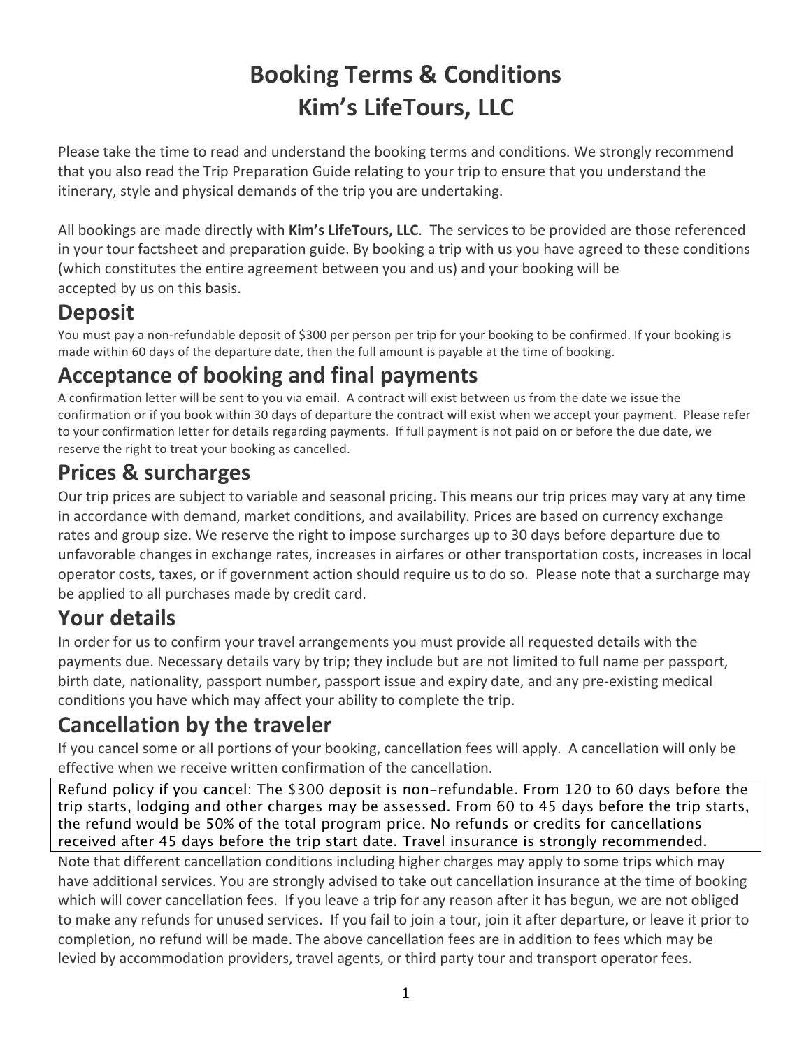# Booking Terms & Conditions
# Kim's LifeTours, LLC

Please take the time to read and understand the booking terms and conditions. We strongly recommend that you also read the Trip Preparation Guide relating to your trip to ensure that you understand the itinerary, style and physical demands of the trip you are undertaking.

All bookings are made directly with **Kim's LifeTours, LLC**. The services to be provided are those referenced in your tour factsheet and preparation guide. By booking a trip with us you have agreed to these conditions (which constitutes the entire agreement between you and us) and your booking will be accepted by us on this basis.

## Deposit

You must pay a non-refundable deposit of $300 per person per trip for your booking to be confirmed. If your booking is made within 60 days of the departure date, then the full amount is payable at the time of booking.

## Acceptance of booking and final payments

A confirmation letter will be sent to you via email. A contract will exist between us from the date we issue the confirmation or if you book within 30 days of departure the contract will exist when we accept your payment. Please refer to your confirmation letter for details regarding payments. If full payment is not paid on or before the due date, we reserve the right to treat your booking as cancelled.

## Prices & surcharges

Our trip prices are subject to variable and seasonal pricing. This means our trip prices may vary at any time in accordance with demand, market conditions, and availability. Prices are based on currency exchange rates and group size. We reserve the right to impose surcharges up to 30 days before departure due to unfavorable changes in exchange rates, increases in airfares or other transportation costs, increases in local operator costs, taxes, or if government action should require us to do so. Please note that a surcharge may be applied to all purchases made by credit card.

## Your details

In order for us to confirm your travel arrangements you must provide all requested details with the payments due. Necessary details vary by trip; they include but are not limited to full name per passport, birth date, nationality, passport number, passport issue and expiry date, and any pre-existing medical conditions you have which may affect your ability to complete the trip.

## Cancellation by the traveler

If you cancel some or all portions of your booking, cancellation fees will apply. A cancellation will only be effective when we receive written confirmation of the cancellation.

Refund policy if you cancel: The $300 deposit is non-refundable. From 120 to 60 days before the trip starts, lodging and other charges may be assessed. From 60 to 45 days before the trip starts, the refund would be 50% of the total program price. No refunds or credits for cancellations received after 45 days before the trip start date. Travel insurance is strongly recommended.

Note that different cancellation conditions including higher charges may apply to some trips which may have additional services. You are strongly advised to take out cancellation insurance at the time of booking which will cover cancellation fees. If you leave a trip for any reason after it has begun, we are not obliged to make any refunds for unused services. If you fail to join a tour, join it after departure, or leave it prior to completion, no refund will be made. The above cancellation fees are in addition to fees which may be levied by accommodation providers, travel agents, or third party tour and transport operator fees.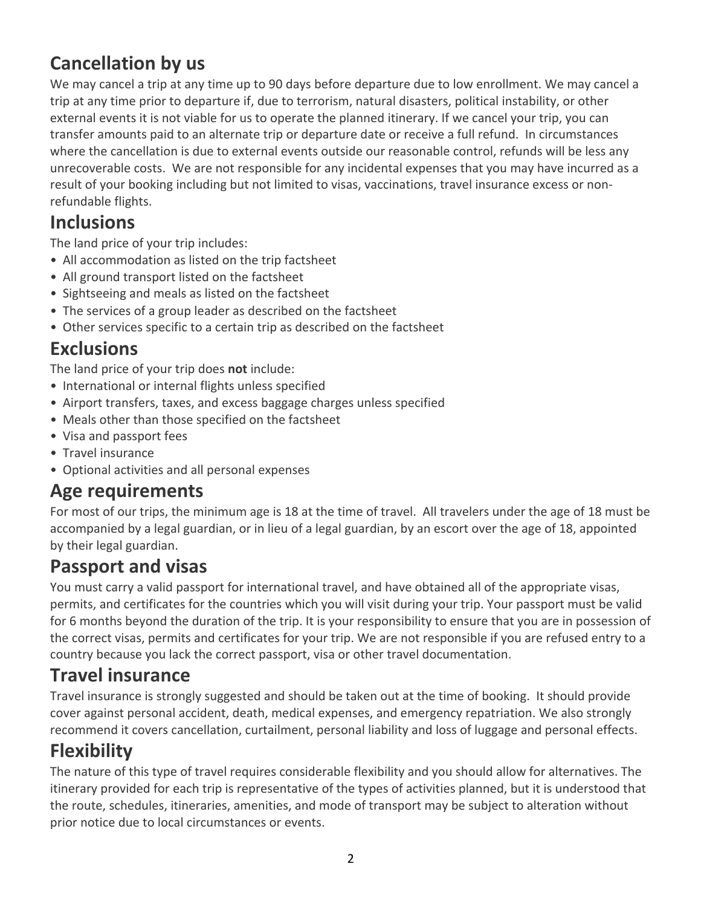## Cancellation by us

We may cancel a trip at any time up to 90 days before departure due to low enrollment. We may cancel a trip at any time prior to departure if, due to terrorism, natural disasters, political instability, or other external events it is not viable for us to operate the planned itinerary. If we cancel your trip, you can transfer amounts paid to an alternate trip or departure date or receive a full refund. In circumstances where the cancellation is due to external events outside our reasonable control, refunds will be less any unrecoverable costs. We are not responsible for any incidental expenses that you may have incurred as a result of your booking including but not limited to visas, vaccinations, travel insurance excess or non-refundable flights.

## Inclusions

The land price of your trip includes:

- All accommodation as listed on the trip factsheet
- All ground transport listed on the factsheet
- Sightseeing and meals as listed on the factsheet
- The services of a group leader as described on the factsheet
- Other services specific to a certain trip as described on the factsheet

## Exclusions

The land price of your trip does **not** include:

- International or internal flights unless specified
- Airport transfers, taxes, and excess baggage charges unless specified
- Meals other than those specified on the factsheet
- Visa and passport fees
- Travel insurance
- Optional activities and all personal expenses

## Age requirements

For most of our trips, the minimum age is 18 at the time of travel. All travelers under the age of 18 must be accompanied by a legal guardian, or in lieu of a legal guardian, by an escort over the age of 18, appointed by their legal guardian.

## Passport and visas

You must carry a valid passport for international travel, and have obtained all of the appropriate visas, permits, and certificates for the countries which you will visit during your trip. Your passport must be valid for 6 months beyond the duration of the trip. It is your responsibility to ensure that you are in possession of the correct visas, permits and certificates for your trip. We are not responsible if you are refused entry to a country because you lack the correct passport, visa or other travel documentation.

## Travel insurance

Travel insurance is strongly suggested and should be taken out at the time of booking. It should provide cover against personal accident, death, medical expenses, and emergency repatriation. We also strongly recommend it covers cancellation, curtailment, personal liability and loss of luggage and personal effects.

## Flexibility

The nature of this type of travel requires considerable flexibility and you should allow for alternatives. The itinerary provided for each trip is representative of the types of activities planned, but it is understood that the route, schedules, itineraries, amenities, and mode of transport may be subject to alteration without prior notice due to local circumstances or events.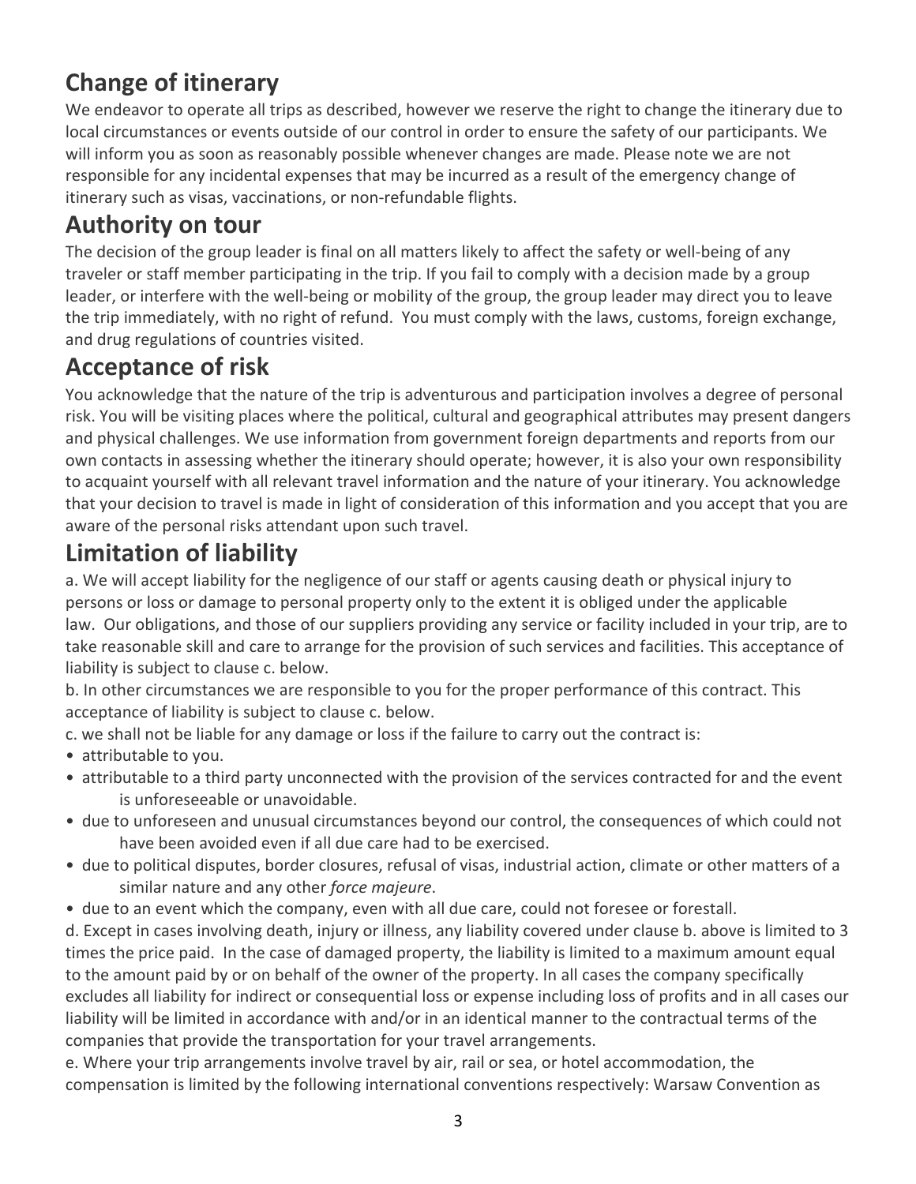## Change of itinerary

We endeavor to operate all trips as described, however we reserve the right to change the itinerary due to local circumstances or events outside of our control in order to ensure the safety of our participants. We will inform you as soon as reasonably possible whenever changes are made. Please note we are not responsible for any incidental expenses that may be incurred as a result of the emergency change of itinerary such as visas, vaccinations, or non-refundable flights.

## Authority on tour

The decision of the group leader is final on all matters likely to affect the safety or well-being of any traveler or staff member participating in the trip. If you fail to comply with a decision made by a group leader, or interfere with the well-being or mobility of the group, the group leader may direct you to leave the trip immediately, with no right of refund. You must comply with the laws, customs, foreign exchange, and drug regulations of countries visited.

## Acceptance of risk

You acknowledge that the nature of the trip is adventurous and participation involves a degree of personal risk. You will be visiting places where the political, cultural and geographical attributes may present dangers and physical challenges. We use information from government foreign departments and reports from our own contacts in assessing whether the itinerary should operate; however, it is also your own responsibility to acquaint yourself with all relevant travel information and the nature of your itinerary. You acknowledge that your decision to travel is made in light of consideration of this information and you accept that you are aware of the personal risks attendant upon such travel.

## Limitation of liability

a. We will accept liability for the negligence of our staff or agents causing death or physical injury to persons or loss or damage to personal property only to the extent it is obliged under the applicable law. Our obligations, and those of our suppliers providing any service or facility included in your trip, are to take reasonable skill and care to arrange for the provision of such services and facilities. This acceptance of liability is subject to clause c. below.

b. In other circumstances we are responsible to you for the proper performance of this contract. This acceptance of liability is subject to clause c. below.

c. we shall not be liable for any damage or loss if the failure to carry out the contract is:

- attributable to you.
- attributable to a third party unconnected with the provision of the services contracted for and the event is unforeseeable or unavoidable.
- due to unforeseen and unusual circumstances beyond our control, the consequences of which could not have been avoided even if all due care had to be exercised.
- due to political disputes, border closures, refusal of visas, industrial action, climate or other matters of a similar nature and any other *force majeure*.
- due to an event which the company, even with all due care, could not foresee or forestall.

d. Except in cases involving death, injury or illness, any liability covered under clause b. above is limited to 3 times the price paid. In the case of damaged property, the liability is limited to a maximum amount equal to the amount paid by or on behalf of the owner of the property. In all cases the company specifically excludes all liability for indirect or consequential loss or expense including loss of profits and in all cases our liability will be limited in accordance with and/or in an identical manner to the contractual terms of the companies that provide the transportation for your travel arrangements.

e. Where your trip arrangements involve travel by air, rail or sea, or hotel accommodation, the compensation is limited by the following international conventions respectively: Warsaw Convention as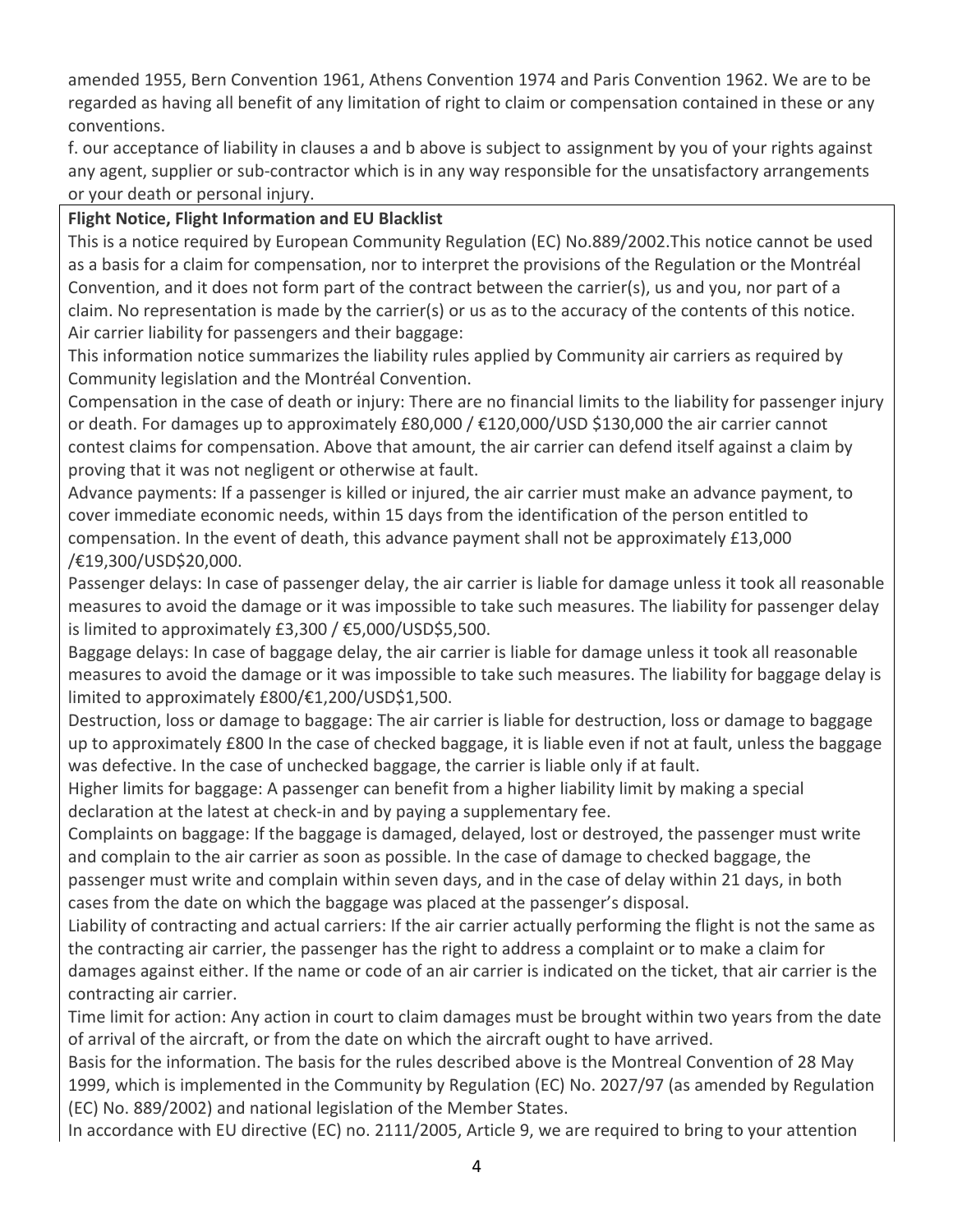amended 1955, Bern Convention 1961, Athens Convention 1974 and Paris Convention 1962. We are to be regarded as having all benefit of any limitation of right to claim or compensation contained in these or any conventions.

f. our acceptance of liability in clauses a and b above is subject to assignment by you of your rights against any agent, supplier or sub-contractor which is in any way responsible for the unsatisfactory arrangements or your death or personal injury.

**Flight Notice, Flight Information and EU Blacklist**

This is a notice required by European Community Regulation (EC) No.889/2002.This notice cannot be used as a basis for a claim for compensation, nor to interpret the provisions of the Regulation or the Montréal Convention, and it does not form part of the contract between the carrier(s), us and you, nor part of a claim. No representation is made by the carrier(s) or us as to the accuracy of the contents of this notice.

Air carrier liability for passengers and their baggage:

This information notice summarizes the liability rules applied by Community air carriers as required by Community legislation and the Montréal Convention.

Compensation in the case of death or injury: There are no financial limits to the liability for passenger injury or death. For damages up to approximately £80,000 / €120,000/USD $130,000 the air carrier cannot contest claims for compensation. Above that amount, the air carrier can defend itself against a claim by proving that it was not negligent or otherwise at fault.

Advance payments: If a passenger is killed or injured, the air carrier must make an advance payment, to cover immediate economic needs, within 15 days from the identification of the person entitled to compensation. In the event of death, this advance payment shall not be approximately £13,000 /€19,300/USD$20,000.

Passenger delays: In case of passenger delay, the air carrier is liable for damage unless it took all reasonable measures to avoid the damage or it was impossible to take such measures. The liability for passenger delay is limited to approximately £3,300 / €5,000/USD$5,500.

Baggage delays: In case of baggage delay, the air carrier is liable for damage unless it took all reasonable measures to avoid the damage or it was impossible to take such measures. The liability for baggage delay is limited to approximately £800/€1,200/USD$1,500.

Destruction, loss or damage to baggage: The air carrier is liable for destruction, loss or damage to baggage up to approximately £800 In the case of checked baggage, it is liable even if not at fault, unless the baggage was defective. In the case of unchecked baggage, the carrier is liable only if at fault.

Higher limits for baggage: A passenger can benefit from a higher liability limit by making a special declaration at the latest at check-in and by paying a supplementary fee.

Complaints on baggage: If the baggage is damaged, delayed, lost or destroyed, the passenger must write and complain to the air carrier as soon as possible. In the case of damage to checked baggage, the passenger must write and complain within seven days, and in the case of delay within 21 days, in both cases from the date on which the baggage was placed at the passenger's disposal.

Liability of contracting and actual carriers: If the air carrier actually performing the flight is not the same as the contracting air carrier, the passenger has the right to address a complaint or to make a claim for damages against either. If the name or code of an air carrier is indicated on the ticket, that air carrier is the contracting air carrier.

Time limit for action: Any action in court to claim damages must be brought within two years from the date of arrival of the aircraft, or from the date on which the aircraft ought to have arrived.

Basis for the information. The basis for the rules described above is the Montreal Convention of 28 May 1999, which is implemented in the Community by Regulation (EC) No. 2027/97 (as amended by Regulation (EC) No. 889/2002) and national legislation of the Member States.

In accordance with EU directive (EC) no. 2111/2005, Article 9, we are required to bring to your attention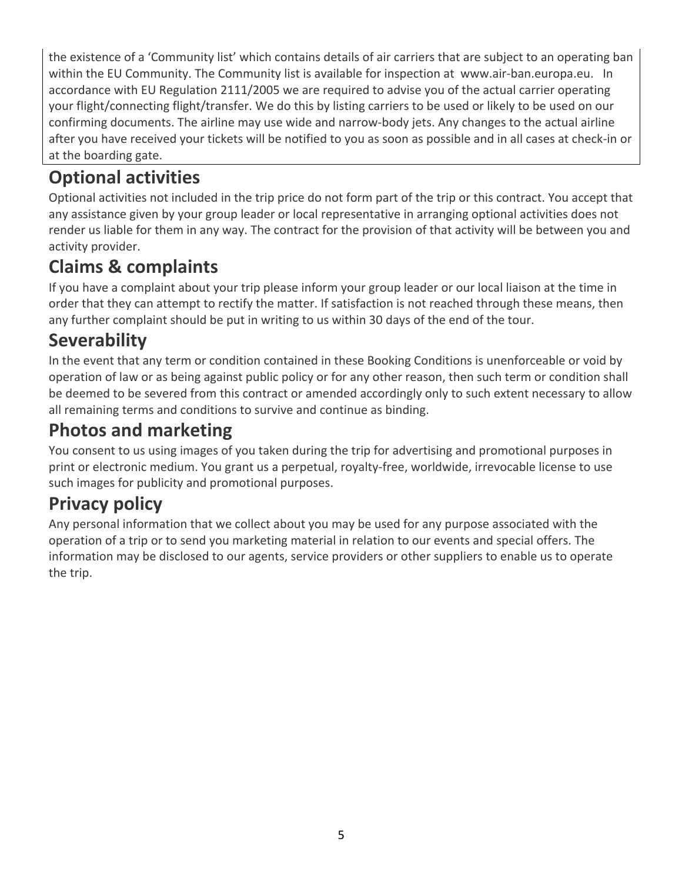the existence of a 'Community list' which contains details of air carriers that are subject to an operating ban within the EU Community. The Community list is available for inspection at www.air-ban.europa.eu. In accordance with EU Regulation 2111/2005 we are required to advise you of the actual carrier operating your flight/connecting flight/transfer. We do this by listing carriers to be used or likely to be used on our confirming documents. The airline may use wide and narrow-body jets. Any changes to the actual airline after you have received your tickets will be notified to you as soon as possible and in all cases at check-in or at the boarding gate.

## Optional activities

Optional activities not included in the trip price do not form part of the trip or this contract. You accept that any assistance given by your group leader or local representative in arranging optional activities does not render us liable for them in any way. The contract for the provision of that activity will be between you and activity provider.

## Claims & complaints

If you have a complaint about your trip please inform your group leader or our local liaison at the time in order that they can attempt to rectify the matter. If satisfaction is not reached through these means, then any further complaint should be put in writing to us within 30 days of the end of the tour.

## Severability

In the event that any term or condition contained in these Booking Conditions is unenforceable or void by operation of law or as being against public policy or for any other reason, then such term or condition shall be deemed to be severed from this contract or amended accordingly only to such extent necessary to allow all remaining terms and conditions to survive and continue as binding.

## Photos and marketing

You consent to us using images of you taken during the trip for advertising and promotional purposes in print or electronic medium. You grant us a perpetual, royalty-free, worldwide, irrevocable license to use such images for publicity and promotional purposes.

## Privacy policy

Any personal information that we collect about you may be used for any purpose associated with the operation of a trip or to send you marketing material in relation to our events and special offers. The information may be disclosed to our agents, service providers or other suppliers to enable us to operate the trip.